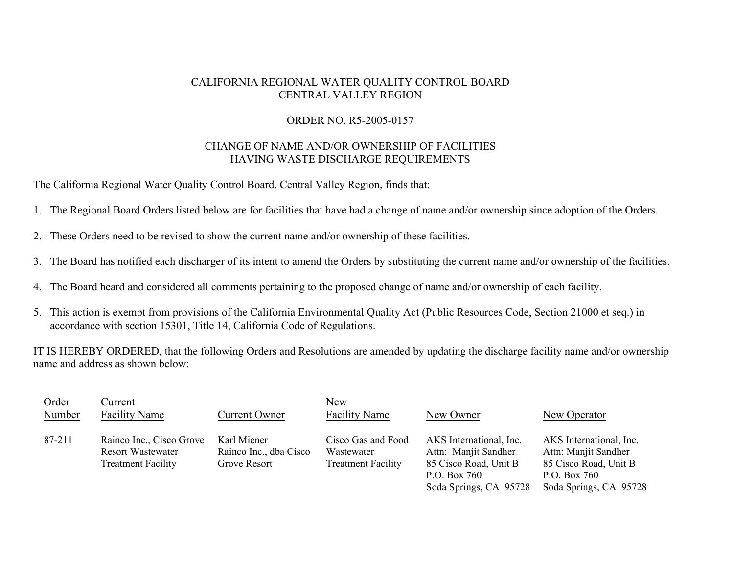CALIFORNIA REGIONAL WATER QUALITY CONTROL BOARD
CENTRAL VALLEY REGION

ORDER NO. R5-2005-0157

CHANGE OF NAME AND/OR OWNERSHIP OF FACILITIES
HAVING WASTE DISCHARGE REQUIREMENTS

The California Regional Water Quality Control Board, Central Valley Region, finds that:

1. The Regional Board Orders listed below are for facilities that have had a change of name and/or ownership since adoption of the Orders.

2. These Orders need to be revised to show the current name and/or ownership of these facilities.

3. The Board has notified each discharger of its intent to amend the Orders by substituting the current name and/or ownership of the facilities.

4. The Board heard and considered all comments pertaining to the proposed change of name and/or ownership of each facility.

5. This action is exempt from provisions of the California Environmental Quality Act (Public Resources Code, Section 21000 et seq.) in accordance with section 15301, Title 14, California Code of Regulations.

IT IS HEREBY ORDERED, that the following Orders and Resolutions are amended by updating the discharge facility name and/or ownership name and address as shown below:

| Order Number | Current Facility Name | Current Owner | New Facility Name | New Owner | New Operator |
|---|---|---|---|---|---|
| 87-211 | Rainco Inc., Cisco Grove Resort Wastewater Treatment Facility | Karl Miener<br>Rainco Inc., dba Cisco Grove Resort | Cisco Gas and Food Wastewater Treatment Facility | AKS International, Inc.<br>Attn: Manjit Sandher<br>85 Cisco Road, Unit B<br>P.O. Box 760<br>Soda Springs, CA 95728 | AKS International, Inc.<br>Attn: Manjit Sandher<br>85 Cisco Road, Unit B<br>P.O. Box 760<br>Soda Springs, CA 95728 |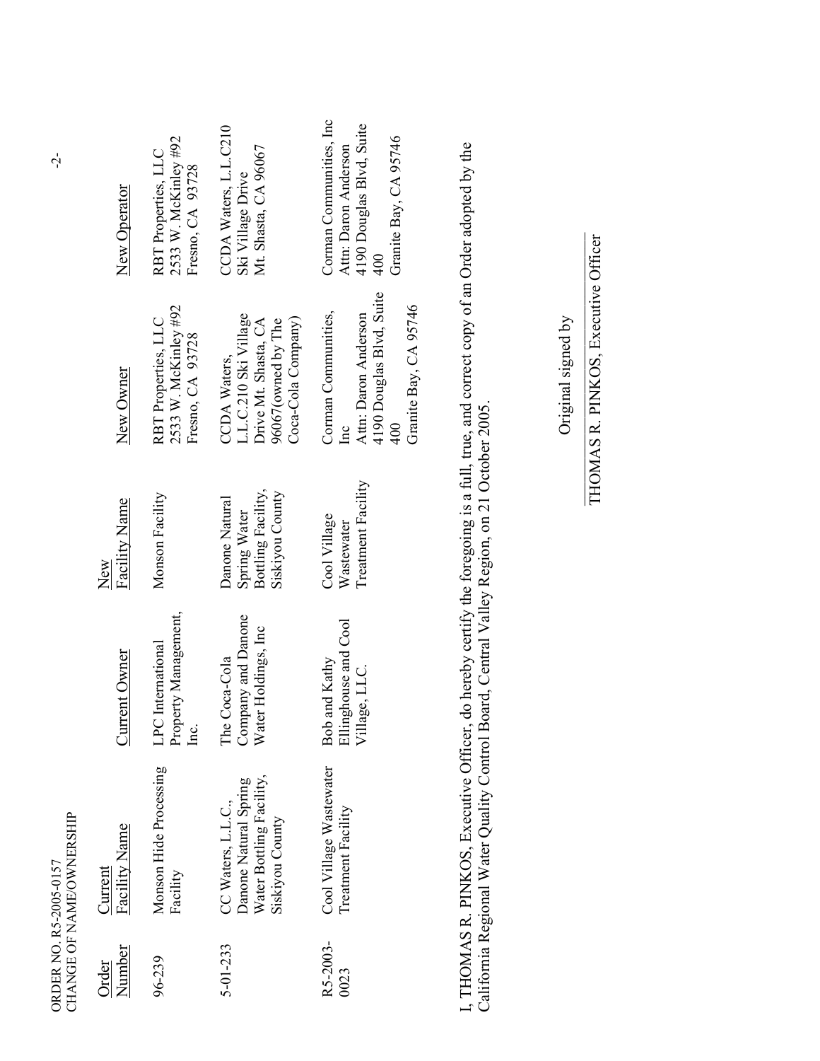ORDER NO. R5-2005-0157
CHANGE OF NAME/OWNERSHIP

| Order Number | Current Facility Name | Current Owner | New Facility Name | New Owner | New Operator |
|---|---|---|---|---|---|
| 96-239 | Monson Hide Processing Facility | LPC International Property Management, Inc. | Monson Facility | RBT Properties, LLC 2533 W. McKinley #92 Fresno, CA 93728 | RBT Properties, LLC 2533 W. McKinley #92 Fresno, CA 93728 |
| 5-01-233 | CC Waters, L.L.C., Danone Natural Spring Water Bottling Facility, Siskiyou County | The Coca-Cola Company and Danone Water Holdings, Inc | Danone Natural Spring Water Bottling Facility, Siskiyou County | CCDA Waters, L.L.C.210 Ski Village Drive Mt. Shasta, CA 96067(owned by The Coca-Cola Company) | CCDA Waters, L.L.C210 Ski Village Drive Mt. Shasta, CA 96067 |
| R5-2003-0023 | Cool Village Wastewater Treatment Facility | Bob and Kathy Ellinghouse and Cool Village, LLC. | Cool Village Wastewater Treatment Facility | Corman Communities, Inc Attn: Daron Anderson 4190 Douglas Blvd, Suite 400 Granite Bay, CA 95746 | Corman Communities, Inc Attn: Daron Anderson 4190 Douglas Blvd, Suite 400 Granite Bay, CA 95746 |

I, THOMAS R. PINKOS, Executive Officer, do hereby certify the foregoing is a full, true, and correct copy of an Order adopted by the California Regional Water Quality Control Board, Central Valley Region, on 21 October 2005.

Original signed by

THOMAS R. PINKOS, Executive Officer